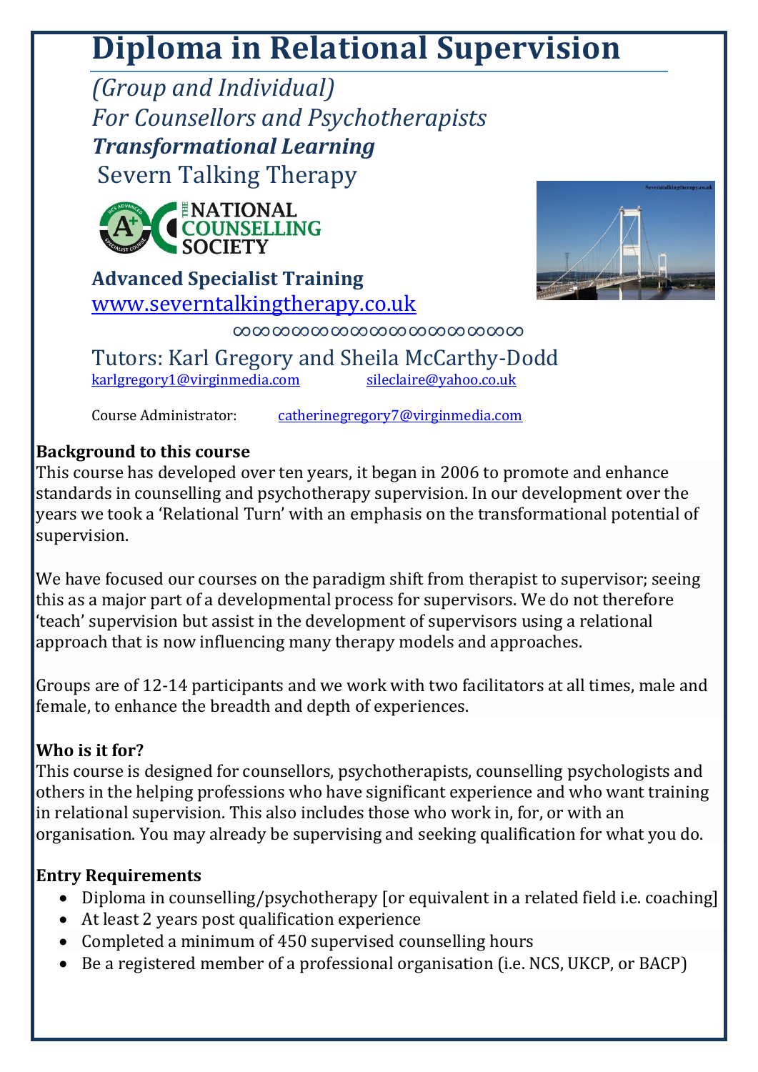# Diploma in Relational Supervision

*(Group and Individual)*
*For Counsellors and Psychotherapists*
***Transformational Learning***
Severn Talking Therapy

THE NATIONAL COUNSELLING SOCIETY

**Advanced Specialist Training**
www.severntalkingtherapy.co.uk

∞∞∞∞∞∞∞∞∞∞∞∞∞∞∞∞∞∞∞∞

Tutors: Karl Gregory and Sheila McCarthy-Dodd
karlgregory1@virginmedia.com sileclaire@yahoo.co.uk

Course Administrator: catherinegregory7@virginmedia.com

**Background to this course**
This course has developed over ten years, it began in 2006 to promote and enhance standards in counselling and psychotherapy supervision. In our development over the years we took a 'Relational Turn' with an emphasis on the transformational potential of supervision.

We have focused our courses on the paradigm shift from therapist to supervisor; seeing this as a major part of a developmental process for supervisors. We do not therefore 'teach' supervision but assist in the development of supervisors using a relational approach that is now influencing many therapy models and approaches.

Groups are of 12-14 participants and we work with two facilitators at all times, male and female, to enhance the breadth and depth of experiences.

**Who is it for?**
This course is designed for counsellors, psychotherapists, counselling psychologists and others in the helping professions who have significant experience and who want training in relational supervision. This also includes those who work in, for, or with an organisation. You may already be supervising and seeking qualification for what you do.

**Entry Requirements**
- Diploma in counselling/psychotherapy [or equivalent in a related field i.e. coaching]
- At least 2 years post qualification experience
- Completed a minimum of 450 supervised counselling hours
- Be a registered member of a professional organisation (i.e. NCS, UKCP, or BACP)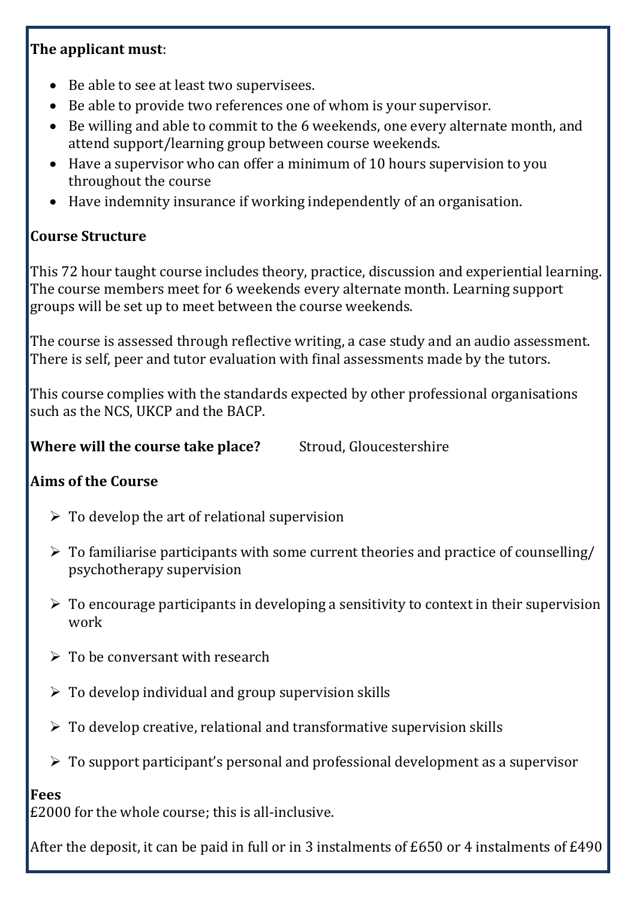**The applicant must**:

- Be able to see at least two supervisees.
- Be able to provide two references one of whom is your supervisor.
- Be willing and able to commit to the 6 weekends, one every alternate month, and attend support/learning group between course weekends.
- Have a supervisor who can offer a minimum of 10 hours supervision to you throughout the course
- Have indemnity insurance if working independently of an organisation.

**Course Structure**

This 72 hour taught course includes theory, practice, discussion and experiential learning. The course members meet for 6 weekends every alternate month. Learning support groups will be set up to meet between the course weekends.

The course is assessed through reflective writing, a case study and an audio assessment. There is self, peer and tutor evaluation with final assessments made by the tutors.

This course complies with the standards expected by other professional organisations such as the NCS, UKCP and the BACP.

**Where will the course take place?** Stroud, Gloucestershire

**Aims of the Course**

- To develop the art of relational supervision
- To familiarise participants with some current theories and practice of counselling/ psychotherapy supervision
- To encourage participants in developing a sensitivity to context in their supervision work
- To be conversant with research
- To develop individual and group supervision skills
- To develop creative, relational and transformative supervision skills
- To support participant's personal and professional development as a supervisor

**Fees**

£2000 for the whole course; this is all-inclusive.

After the deposit, it can be paid in full or in 3 instalments of £650 or 4 instalments of £490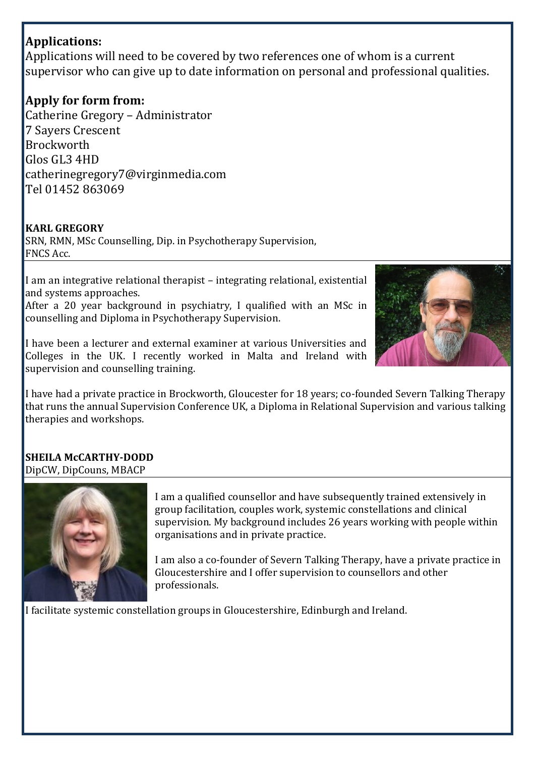## Applications:

Applications will need to be covered by two references one of whom is a current supervisor who can give up to date information on personal and professional qualities.

## Apply for form from:

Catherine Gregory – Administrator
7 Sayers Crescent
Brockworth
Glos GL3 4HD
catherinegregory7@virginmedia.com
Tel 01452 863069

**KARL GREGORY**
SRN, RMN, MSc Counselling, Dip. in Psychotherapy Supervision, FNCS Acc.

I am an integrative relational therapist – integrating relational, existential and systems approaches.
After a 20 year background in psychiatry, I qualified with an MSc in counselling and Diploma in Psychotherapy Supervision.

I have been a lecturer and external examiner at various Universities and Colleges in the UK. I recently worked in Malta and Ireland with supervision and counselling training.

I have had a private practice in Brockworth, Gloucester for 18 years; co-founded Severn Talking Therapy that runs the annual Supervision Conference UK, a Diploma in Relational Supervision and various talking therapies and workshops.

**SHEILA McCARTHY-DODD**
DipCW, DipCouns, MBACP

I am a qualified counsellor and have subsequently trained extensively in group facilitation, couples work, systemic constellations and clinical supervision. My background includes 26 years working with people within organisations and in private practice.

I am also a co-founder of Severn Talking Therapy, have a private practice in Gloucestershire and I offer supervision to counsellors and other professionals.

I facilitate systemic constellation groups in Gloucestershire, Edinburgh and Ireland.